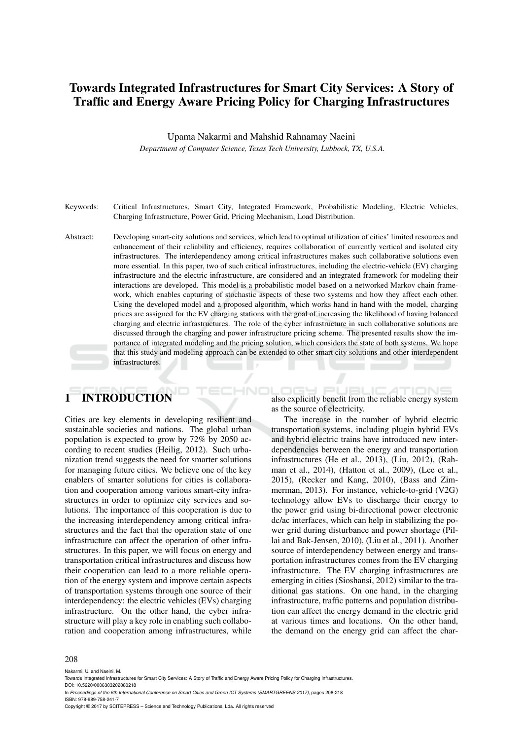# Towards Integrated Infrastructures for Smart City Services: A Story of Traffic and Energy Aware Pricing Policy for Charging Infrastructures

Upama Nakarmi and Mahshid Rahnamay Naeini

*Department of Computer Science, Texas Tech University, Lubbock, TX, U.S.A.*

Keywords: Critical Infrastructures, Smart City, Integrated Framework, Probabilistic Modeling, Electric Vehicles, Charging Infrastructure, Power Grid, Pricing Mechanism, Load Distribution.

Abstract: Developing smart-city solutions and services, which lead to optimal utilization of cities' limited resources and enhancement of their reliability and efficiency, requires collaboration of currently vertical and isolated city infrastructures. The interdependency among critical infrastructures makes such collaborative solutions even more essential. In this paper, two of such critical infrastructures, including the electric-vehicle (EV) charging infrastructure and the electric infrastructure, are considered and an integrated framework for modeling their interactions are developed. This model is a probabilistic model based on a networked Markov chain framework, which enables capturing of stochastic aspects of these two systems and how they affect each other. Using the developed model and a proposed algorithm, which works hand in hand with the model, charging prices are assigned for the EV charging stations with the goal of increasing the likelihood of having balanced charging and electric infrastructures. The role of the cyber infrastructure in such collaborative solutions are discussed through the charging and power infrastructure pricing scheme. The presented results show the importance of integrated modeling and the pricing solution, which considers the state of both systems. We hope that this study and modeling approach can be extended to other smart city solutions and other interdependent infrastructures.

## 1 INTRODUCTION

Cities are key elements in developing resilient and sustainable societies and nations. The global urban population is expected to grow by 72% by 2050 according to recent studies (Heilig, 2012). Such urbanization trend suggests the need for smarter solutions for managing future cities. We believe one of the key enablers of smarter solutions for cities is collaboration and cooperation among various smart-city infrastructures in order to optimize city services and solutions. The importance of this cooperation is due to the increasing interdependency among critical infrastructures and the fact that the operation state of one infrastructure can affect the operation of other infrastructures. In this paper, we will focus on energy and transportation critical infrastructures and discuss how their cooperation can lead to a more reliable operation of the energy system and improve certain aspects of transportation systems through one source of their interdependency: the electric vehicles (EVs) charging infrastructure. On the other hand, the cyber infrastructure will play a key role in enabling such collaboration and cooperation among infrastructures, while also explicitly benefit from the reliable energy system as the source of electricity.

The increase in the number of hybrid electric transportation systems, including plugin hybrid EVs and hybrid electric trains have introduced new interdependencies between the energy and transportation infrastructures (He et al., 2013), (Liu, 2012), (Rahman et al., 2014), (Hatton et al., 2009), (Lee et al., 2015), (Recker and Kang, 2010), (Bass and Zimmerman, 2013). For instance, vehicle-to-grid (V2G) technology allow EVs to discharge their energy to the power grid using bi-directional power electronic dc/ac interfaces, which can help in stabilizing the power grid during disturbance and power shortage (Pillai and Bak-Jensen, 2010), (Liu et al., 2011). Another source of interdependency between energy and transportation infrastructures comes from the EV charging infrastructure. The EV charging infrastructures are emerging in cities (Sioshansi, 2012) similar to the traditional gas stations. On one hand, in the charging infrastructure, traffic patterns and population distribution can affect the energy demand in the electric grid at various times and locations. On the other hand, the demand on the energy grid can affect the char-

Nakarmi, U. and Naeini, M.
Towards Integrated Infrastructures for Smart City Services: A Story of Traffic and Energy Aware Pricing Policy for Charging Infrastructures.
DOI: 10.5220/0006303202080218
In *Proceedings of the 6th International Conference on Smart Cities and Green ICT Systems (SMARTGREENS 2017)*, pages 208-218
ISBN: 978-989-758-241-7
Copyright © 2017 by SCITEPRESS – Science and Technology Publications, Lda. All rights reserved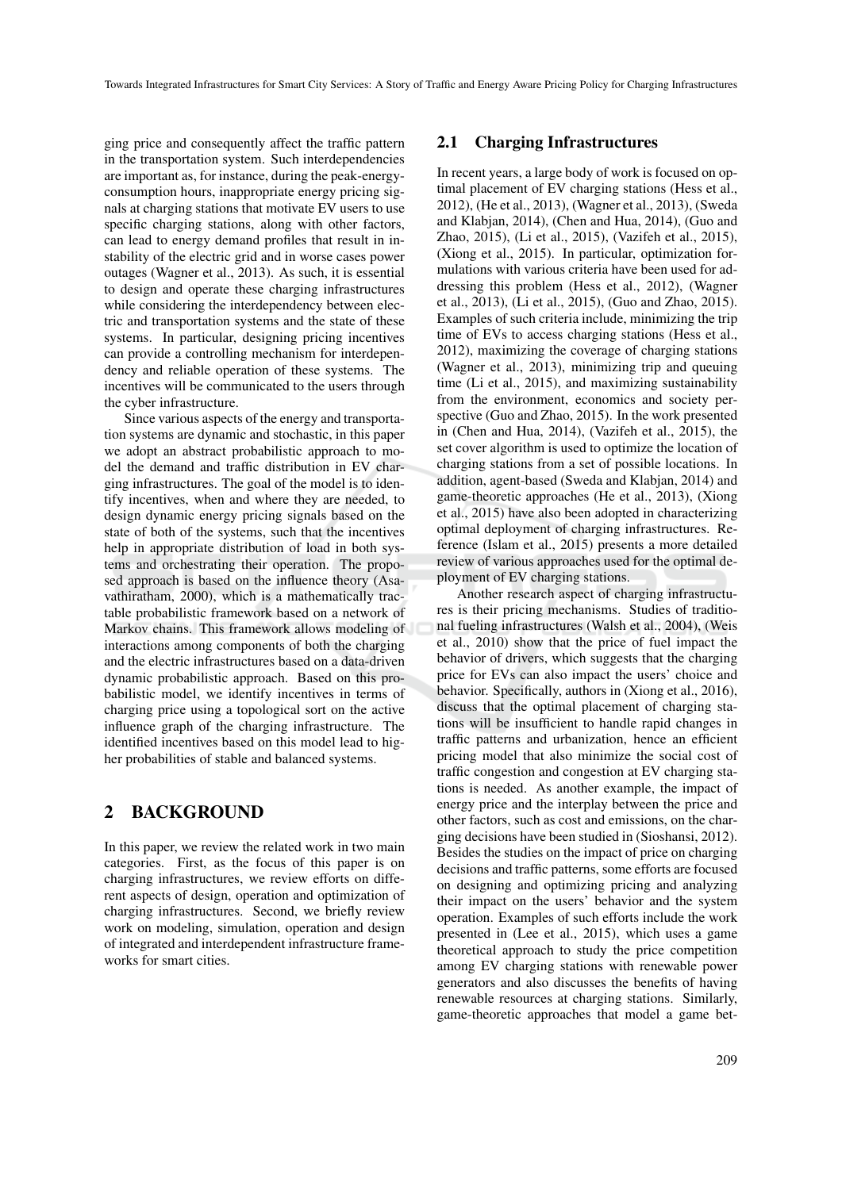ging price and consequently affect the traffic pattern in the transportation system. Such interdependencies are important as, for instance, during the peak-energy-consumption hours, inappropriate energy pricing signals at charging stations that motivate EV users to use specific charging stations, along with other factors, can lead to energy demand profiles that result in instability of the electric grid and in worse cases power outages (Wagner et al., 2013). As such, it is essential to design and operate these charging infrastructures while considering the interdependency between electric and transportation systems and the state of these systems. In particular, designing pricing incentives can provide a controlling mechanism for interdependency and reliable operation of these systems. The incentives will be communicated to the users through the cyber infrastructure.

Since various aspects of the energy and transportation systems are dynamic and stochastic, in this paper we adopt an abstract probabilistic approach to model the demand and traffic distribution in EV charging infrastructures. The goal of the model is to identify incentives, when and where they are needed, to design dynamic energy pricing signals based on the state of both of the systems, such that the incentives help in appropriate distribution of load in both systems and orchestrating their operation. The proposed approach is based on the influence theory (Asavathiratham, 2000), which is a mathematically tractable probabilistic framework based on a network of Markov chains. This framework allows modeling of interactions among components of both the charging and the electric infrastructures based on a data-driven dynamic probabilistic approach. Based on this probabilistic model, we identify incentives in terms of charging price using a topological sort on the active influence graph of the charging infrastructure. The identified incentives based on this model lead to higher probabilities of stable and balanced systems.

## 2 BACKGROUND

In this paper, we review the related work in two main categories. First, as the focus of this paper is on charging infrastructures, we review efforts on different aspects of design, operation and optimization of charging infrastructures. Second, we briefly review work on modeling, simulation, operation and design of integrated and interdependent infrastructure frameworks for smart cities.

### 2.1 Charging Infrastructures

In recent years, a large body of work is focused on optimal placement of EV charging stations (Hess et al., 2012), (He et al., 2013), (Wagner et al., 2013), (Sweda and Klabjan, 2014), (Chen and Hua, 2014), (Guo and Zhao, 2015), (Li et al., 2015), (Vazifeh et al., 2015), (Xiong et al., 2015). In particular, optimization formulations with various criteria have been used for addressing this problem (Hess et al., 2012), (Wagner et al., 2013), (Li et al., 2015), (Guo and Zhao, 2015). Examples of such criteria include, minimizing the trip time of EVs to access charging stations (Hess et al., 2012), maximizing the coverage of charging stations (Wagner et al., 2013), minimizing trip and queuing time (Li et al., 2015), and maximizing sustainability from the environment, economics and society perspective (Guo and Zhao, 2015). In the work presented in (Chen and Hua, 2014), (Vazifeh et al., 2015), the set cover algorithm is used to optimize the location of charging stations from a set of possible locations. In addition, agent-based (Sweda and Klabjan, 2014) and game-theoretic approaches (He et al., 2013), (Xiong et al., 2015) have also been adopted in characterizing optimal deployment of charging infrastructures. Reference (Islam et al., 2015) presents a more detailed review of various approaches used for the optimal deployment of EV charging stations.

Another research aspect of charging infrastructures is their pricing mechanisms. Studies of traditional fueling infrastructures (Walsh et al., 2004), (Weis et al., 2010) show that the price of fuel impact the behavior of drivers, which suggests that the charging price for EVs can also impact the users' choice and behavior. Specifically, authors in (Xiong et al., 2016), discuss that the optimal placement of charging stations will be insufficient to handle rapid changes in traffic patterns and urbanization, hence an efficient pricing model that also minimize the social cost of traffic congestion and congestion at EV charging stations is needed. As another example, the impact of energy price and the interplay between the price and other factors, such as cost and emissions, on the charging decisions have been studied in (Sioshansi, 2012). Besides the studies on the impact of price on charging decisions and traffic patterns, some efforts are focused on designing and optimizing pricing and analyzing their impact on the users' behavior and the system operation. Examples of such efforts include the work presented in (Lee et al., 2015), which uses a game theoretical approach to study the price competition among EV charging stations with renewable power generators and also discusses the benefits of having renewable resources at charging stations. Similarly, game-theoretic approaches that model a game bet-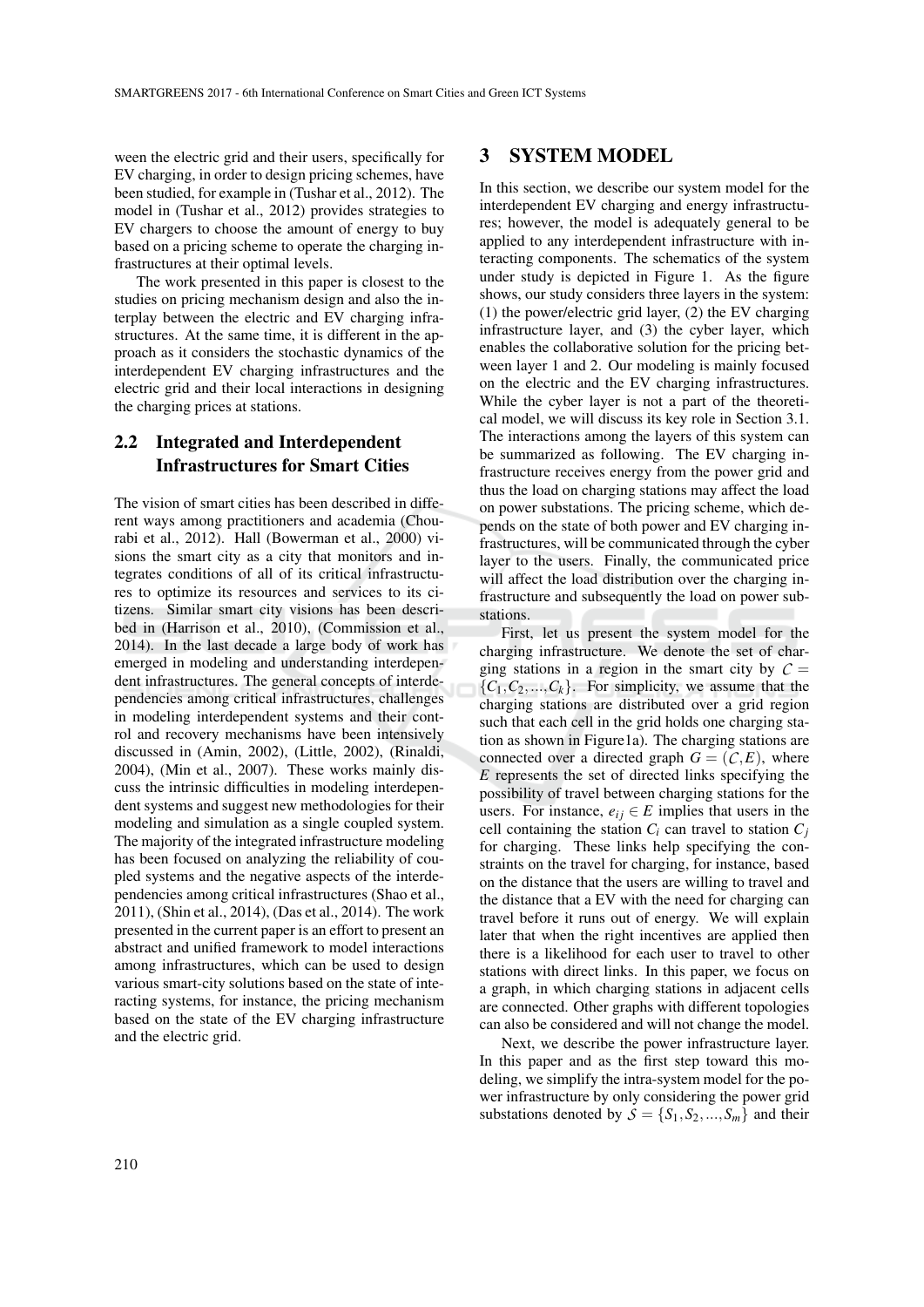ween the electric grid and their users, specifically for EV charging, in order to design pricing schemes, have been studied, for example in (Tushar et al., 2012). The model in (Tushar et al., 2012) provides strategies to EV chargers to choose the amount of energy to buy based on a pricing scheme to operate the charging infrastructures at their optimal levels.

The work presented in this paper is closest to the studies on pricing mechanism design and also the interplay between the electric and EV charging infrastructures. At the same time, it is different in the approach as it considers the stochastic dynamics of the interdependent EV charging infrastructures and the electric grid and their local interactions in designing the charging prices at stations.

### 2.2 Integrated and Interdependent Infrastructures for Smart Cities

The vision of smart cities has been described in different ways among practitioners and academia (Chourabi et al., 2012). Hall (Bowerman et al., 2000) visions the smart city as a city that monitors and integrates conditions of all of its critical infrastructures to optimize its resources and services to its citizens. Similar smart city visions has been described in (Harrison et al., 2010), (Commission et al., 2014). In the last decade a large body of work has emerged in modeling and understanding interdependent infrastructures. The general concepts of interdependencies among critical infrastructures, challenges in modeling interdependent systems and their control and recovery mechanisms have been intensively discussed in (Amin, 2002), (Little, 2002), (Rinaldi, 2004), (Min et al., 2007). These works mainly discuss the intrinsic difficulties in modeling interdependent systems and suggest new methodologies for their modeling and simulation as a single coupled system. The majority of the integrated infrastructure modeling has been focused on analyzing the reliability of coupled systems and the negative aspects of the interdependencies among critical infrastructures (Shao et al., 2011), (Shin et al., 2014), (Das et al., 2014). The work presented in the current paper is an effort to present an abstract and unified framework to model interactions among infrastructures, which can be used to design various smart-city solutions based on the state of interacting systems, for instance, the pricing mechanism based on the state of the EV charging infrastructure and the electric grid.

## 3 SYSTEM MODEL

In this section, we describe our system model for the interdependent EV charging and energy infrastructures; however, the model is adequately general to be applied to any interdependent infrastructure with interacting components. The schematics of the system under study is depicted in Figure 1. As the figure shows, our study considers three layers in the system: (1) the power/electric grid layer, (2) the EV charging infrastructure layer, and (3) the cyber layer, which enables the collaborative solution for the pricing between layer 1 and 2. Our modeling is mainly focused on the electric and the EV charging infrastructures. While the cyber layer is not a part of the theoretical model, we will discuss its key role in Section 3.1. The interactions among the layers of this system can be summarized as following. The EV charging infrastructure receives energy from the power grid and thus the load on charging stations may affect the load on power substations. The pricing scheme, which depends on the state of both power and EV charging infrastructures, will be communicated through the cyber layer to the users. Finally, the communicated price will affect the load distribution over the charging infrastructure and subsequently the load on power substations.

First, let us present the system model for the charging infrastructure. We denote the set of charging stations in a region in the smart city by $\mathcal{C} = \{C_1, C_2, ..., C_k\}$. For simplicity, we assume that the charging stations are distributed over a grid region such that each cell in the grid holds one charging station as shown in Figure1a). The charging stations are connected over a directed graph $G = (\mathcal{C}, E)$, where $E$ represents the set of directed links specifying the possibility of travel between charging stations for the users. For instance, $e_{ij} \in E$ implies that users in the cell containing the station $C_i$ can travel to station $C_j$ for charging. These links help specifying the constraints on the travel for charging, for instance, based on the distance that the users are willing to travel and the distance that a EV with the need for charging can travel before it runs out of energy. We will explain later that when the right incentives are applied then there is a likelihood for each user to travel to other stations with direct links. In this paper, we focus on a graph, in which charging stations in adjacent cells are connected. Other graphs with different topologies can also be considered and will not change the model.

Next, we describe the power infrastructure layer. In this paper and as the first step toward this modeling, we simplify the intra-system model for the power infrastructure by only considering the power grid substations denoted by $\mathcal{S} = \{S_1, S_2, ..., S_m\}$ and their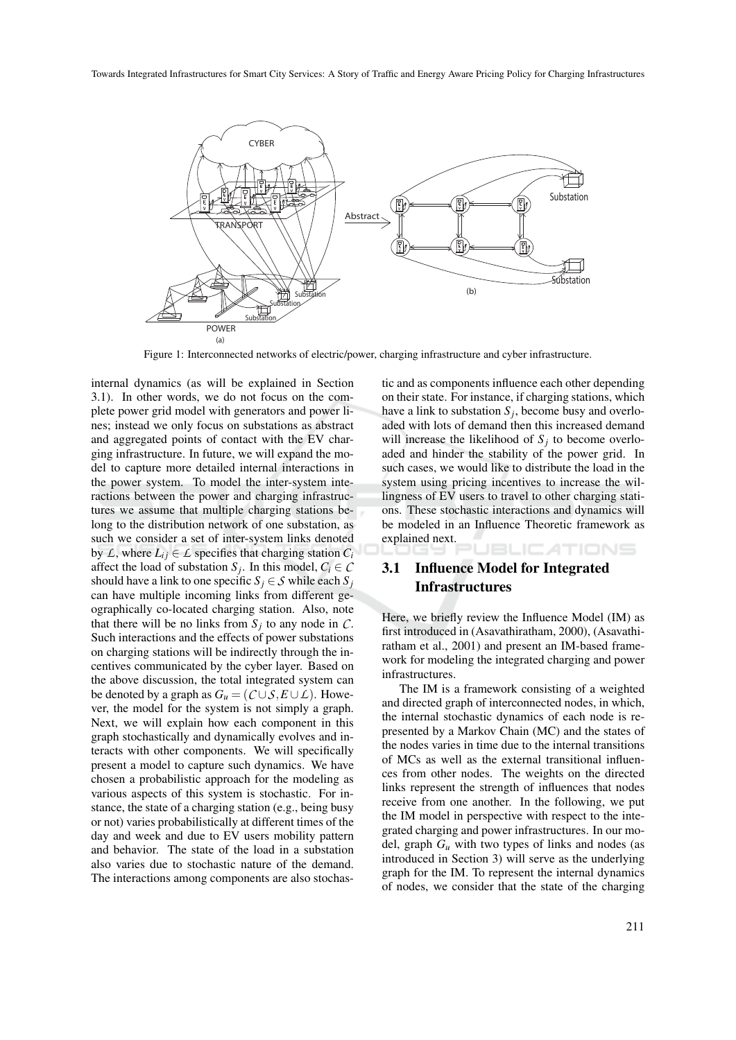CYBER

TRANSPORT

POWER

Substation

Substation

Substation

(a)

Abstract

Substation

Substation

(b)

Figure 1: Interconnected networks of electric/power, charging infrastructure and cyber infrastructure.

internal dynamics (as will be explained in Section 3.1). In other words, we do not focus on the complete power grid model with generators and power lines; instead we only focus on substations as abstract and aggregated points of contact with the EV charging infrastructure. In future, we will expand the model to capture more detailed internal interactions in the power system. To model the inter-system interactions between the power and charging infrastructures we assume that multiple charging stations belong to the distribution network of one substation, as such we consider a set of inter-system links denoted by $\mathcal{L}$, where $L_{ij} \in \mathcal{L}$ specifies that charging station $C_i$ affect the load of substation $S_j$. In this model, $C_i \in \mathcal{C}$ should have a link to one specific $S_j \in \mathcal{S}$ while each $S_j$ can have multiple incoming links from different geographically co-located charging station. Also, note that there will be no links from $S_j$ to any node in $\mathcal{C}$. Such interactions and the effects of power substations on charging stations will be indirectly through the incentives communicated by the cyber layer. Based on the above discussion, the total integrated system can be denoted by a graph as $G_u = (\mathcal{C} \cup \mathcal{S}, E \cup \mathcal{L})$. However, the model for the system is not simply a graph. Next, we will explain how each component in this graph stochastically and dynamically evolves and interacts with other components. We will specifically present a model to capture such dynamics. We have chosen a probabilistic approach for the modeling as various aspects of this system is stochastic. For instance, the state of a charging station (e.g., being busy or not) varies probabilistically at different times of the day and week and due to EV users mobility pattern and behavior. The state of the load in a substation also varies due to stochastic nature of the demand. The interactions among components are also stochastic and as components influence each other depending on their state. For instance, if charging stations, which have a link to substation $S_j$, become busy and overloaded with lots of demand then this increased demand will increase the likelihood of $S_j$ to become overloaded and hinder the stability of the power grid. In such cases, we would like to distribute the load in the system using pricing incentives to increase the willingness of EV users to travel to other charging stations. These stochastic interactions and dynamics will be modeled in an Influence Theoretic framework as explained next.

### 3.1 Influence Model for Integrated Infrastructures

Here, we briefly review the Influence Model (IM) as first introduced in (Asavathiratham, 2000), (Asavathiratham et al., 2001) and present an IM-based framework for modeling the integrated charging and power infrastructures.

The IM is a framework consisting of a weighted and directed graph of interconnected nodes, in which, the internal stochastic dynamics of each node is represented by a Markov Chain (MC) and the states of the nodes varies in time due to the internal transitions of MCs as well as the external transitional influences from other nodes. The weights on the directed links represent the strength of influences that nodes receive from one another. In the following, we put the IM model in perspective with respect to the integrated charging and power infrastructures. In our model, graph $G_u$ with two types of links and nodes (as introduced in Section 3) will serve as the underlying graph for the IM. To represent the internal dynamics of nodes, we consider that the state of the charging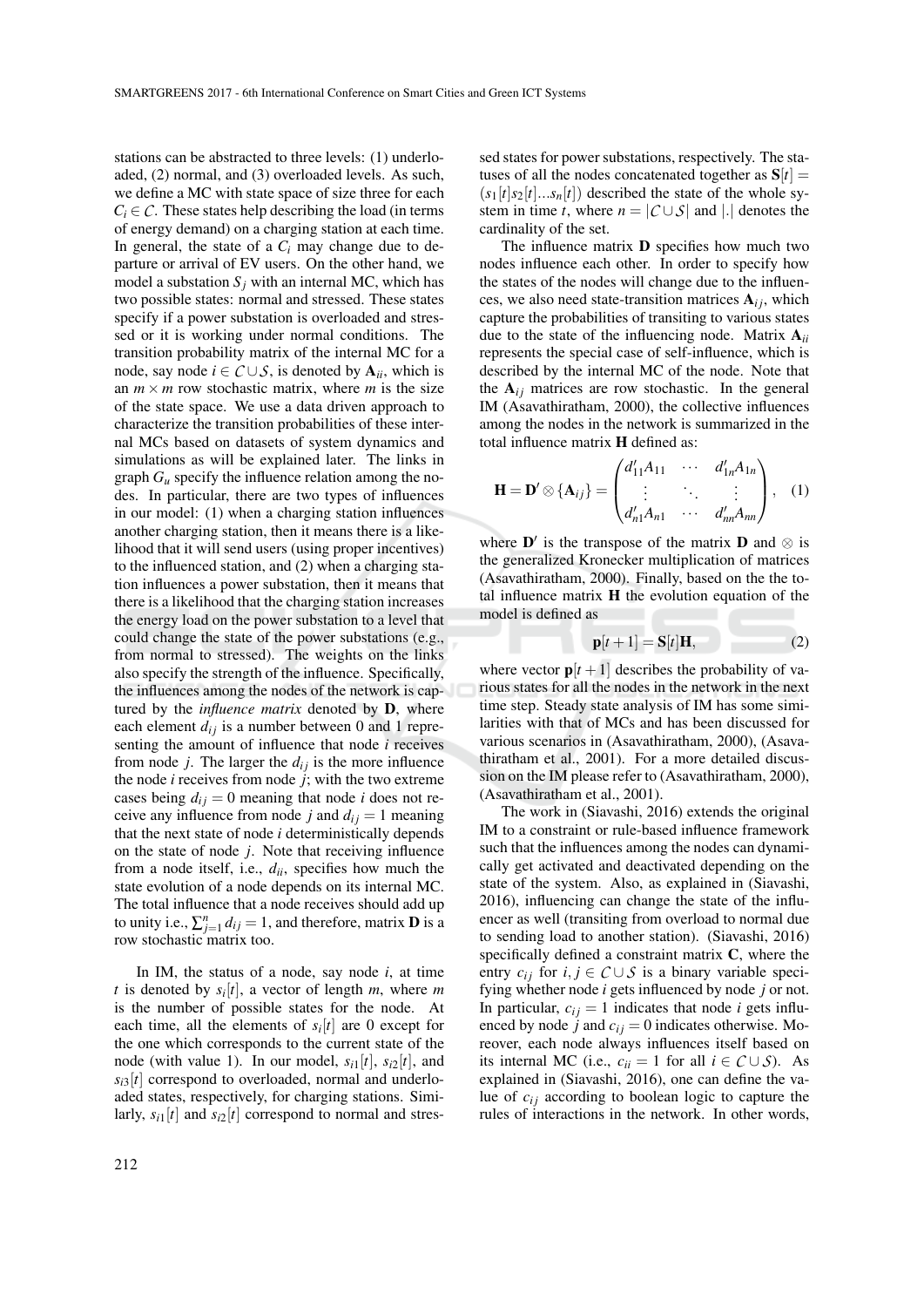stations can be abstracted to three levels: (1) underloaded, (2) normal, and (3) overloaded levels. As such, we define a MC with state space of size three for each $C_i \in \mathcal{C}$. These states help describing the load (in terms of energy demand) on a charging station at each time. In general, the state of a $C_i$ may change due to departure or arrival of EV users. On the other hand, we model a substation $S_j$ with an internal MC, which has two possible states: normal and stressed. These states specify if a power substation is overloaded and stressed or it is working under normal conditions. The transition probability matrix of the internal MC for a node, say node $i \in \mathcal{C} \cup \mathcal{S}$, is denoted by $\mathbf{A}_{ii}$, which is an $m \times m$ row stochastic matrix, where $m$ is the size of the state space. We use a data driven approach to characterize the transition probabilities of these internal MCs based on datasets of system dynamics and simulations as will be explained later. The links in graph $G_u$ specify the influence relation among the nodes. In particular, there are two types of influences in our model: (1) when a charging station influences another charging station, then it means there is a likelihood that it will send users (using proper incentives) to the influenced station, and (2) when a charging station influences a power substation, then it means that there is a likelihood that the charging station increases the energy load on the power substation to a level that could change the state of the power substations (e.g., from normal to stressed). The weights on the links also specify the strength of the influence. Specifically, the influences among the nodes of the network is captured by the *influence matrix* denoted by $\mathbf{D}$, where each element $d_{ij}$ is a number between 0 and 1 representing the amount of influence that node $i$ receives from node $j$. The larger the $d_{ij}$ is the more influence the node $i$ receives from node $j$; with the two extreme cases being $d_{ij} = 0$ meaning that node $i$ does not receive any influence from node $j$ and $d_{ij} = 1$ meaning that the next state of node $i$ deterministically depends on the state of node $j$. Note that receiving influence from a node itself, i.e., $d_{ii}$, specifies how much the state evolution of a node depends on its internal MC. The total influence that a node receives should add up to unity i.e., $\sum_{j=1}^{n} d_{ij} = 1$, and therefore, matrix $\mathbf{D}$ is a row stochastic matrix too.

In IM, the status of a node, say node $i$, at time $t$ is denoted by $s_i[t]$, a vector of length $m$, where $m$ is the number of possible states for the node. At each time, all the elements of $s_i[t]$ are 0 except for the one which corresponds to the current state of the node (with value 1). In our model, $s_{i1}[t]$, $s_{i2}[t]$, and $s_{i3}[t]$ correspond to overloaded, normal and underloaded states, respectively, for charging stations. Similarly, $s_{i1}[t]$ and $s_{i2}[t]$ correspond to normal and stressed states for power substations, respectively. The statuses of all the nodes concatenated together as $\mathbf{S}[t] = (s_1[t]s_2[t]...s_n[t])$ described the state of the whole system in time $t$, where $n = |\mathcal{C} \cup \mathcal{S}|$ and $|.|$ denotes the cardinality of the set.

The influence matrix $\mathbf{D}$ specifies how much two nodes influence each other. In order to specify how the states of the nodes will change due to the influences, we also need state-transition matrices $\mathbf{A}_{ij}$, which capture the probabilities of transiting to various states due to the state of the influencing node. Matrix $\mathbf{A}_{ii}$ represents the special case of self-influence, which is described by the internal MC of the node. Note that the $\mathbf{A}_{ij}$ matrices are row stochastic. In the general IM (Asavathiratham, 2000), the collective influences among the nodes in the network is summarized in the total influence matrix $\mathbf{H}$ defined as:

$$\mathbf{H} = \mathbf{D}' \otimes \{\mathbf{A}_{ij}\} = \begin{pmatrix} d'_{11}A_{11} & \cdots & d'_{1n}A_{1n} \\ \vdots & \ddots & \vdots \\ d'_{n1}A_{n1} & \cdots & d'_{nn}A_{nn} \end{pmatrix}, \quad (1)$$

where $\mathbf{D}'$ is the transpose of the matrix $\mathbf{D}$ and $\otimes$ is the generalized Kronecker multiplication of matrices (Asavathiratham, 2000). Finally, based on the the total influence matrix $\mathbf{H}$ the evolution equation of the model is defined as

$$\mathbf{p}[t+1] = \mathbf{S}[t]\mathbf{H}, \quad (2)$$

where vector $\mathbf{p}[t+1]$ describes the probability of various states for all the nodes in the network in the next time step. Steady state analysis of IM has some similarities with that of MCs and has been discussed for various scenarios in (Asavathiratham, 2000), (Asavathiratham et al., 2001). For a more detailed discussion on the IM please refer to (Asavathiratham, 2000), (Asavathiratham et al., 2001).

The work in (Siavashi, 2016) extends the original IM to a constraint or rule-based influence framework such that the influences among the nodes can dynamically get activated and deactivated depending on the state of the system. Also, as explained in (Siavashi, 2016), influencing can change the state of the influencer as well (transiting from overload to normal due to sending load to another station). (Siavashi, 2016) specifically defined a constraint matrix $\mathbf{C}$, where the entry $c_{ij}$ for $i, j \in \mathcal{C} \cup \mathcal{S}$ is a binary variable specifying whether node $i$ gets influenced by node $j$ or not. In particular, $c_{ij} = 1$ indicates that node $i$ gets influenced by node $j$ and $c_{ij} = 0$ indicates otherwise. Moreover, each node always influences itself based on its internal MC (i.e., $c_{ii} = 1$ for all $i \in \mathcal{C} \cup \mathcal{S}$). As explained in (Siavashi, 2016), one can define the value of $c_{ij}$ according to boolean logic to capture the rules of interactions in the network. In other words,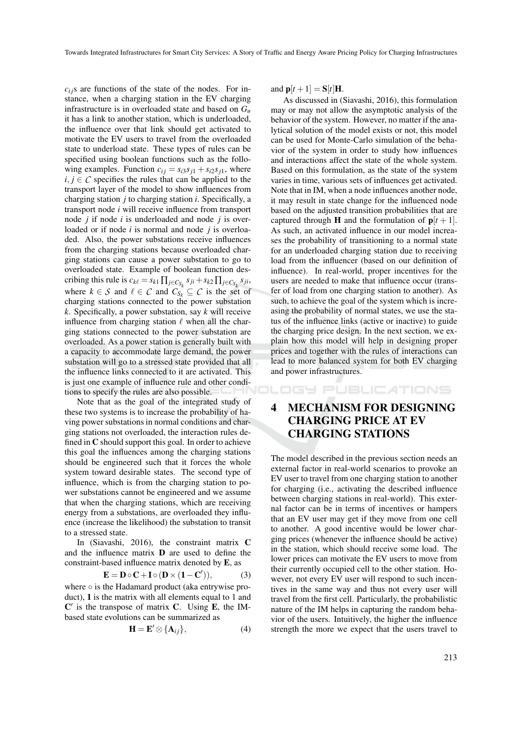$c_{ij}$s are functions of the state of the nodes. For instance, when a charging station in the EV charging infrastructure is in overloaded state and based on $G_u$ it has a link to another station, which is underloaded, the influence over that link should get activated to motivate the EV users to travel from the overloaded state to underload state. These types of rules can be specified using boolean functions such as the following examples. Function $c_{ij} = s_{i3}s_{j1} + s_{i2}s_{j1}$, where $i, j \in \mathcal{C}$ specifies the rules that can be applied to the transport layer of the model to show influences from charging station $j$ to charging station $i$. Specifically, a transport node $i$ will receive influence from transport node $j$ if node $i$ is underloaded and node $j$ is overloaded or if node $i$ is normal and node $j$ is overloaded. Also, the power substations receive influences from the charging stations because overloaded charging stations can cause a power substation to go to overloaded state. Example of boolean function describing this rule is $c_{k\ell} = s_{k1}\prod_{j \in C_{S_k}} s_{ji} + s_{k2}\prod_{j \in C_{S_k}} s_{ji}$, where $k \in \mathcal{S}$ and $\ell \in \mathcal{C}$ and $C_{S_k} \subseteq \mathcal{C}$ is the set of charging stations connected to the power substation $k$. Specifically, a power substation, say $k$ will receive influence from charging station $\ell$ when all the charging stations connected to the power substation are overloaded. As a power station is generally built with a capacity to accommodate large demand, the power substation will go to a stressed state provided that all the influence links connected to it are activated. This is just one example of influence rule and other conditions to specify the rules are also possible.

Note that as the goal of the integrated study of these two systems is to increase the probability of having power substations in normal conditions and charging stations not overloaded, the interaction rules defined in $\mathbf{C}$ should support this goal. In order to achieve this goal the influences among the charging stations should be engineered such that it forces the whole system toward desirable states. The second type of influence, which is from the charging station to power substations cannot be engineered and we assume that when the charging stations, which are receiving energy from a substations, are overloaded they influence (increase the likelihood) the substation to transit to a stressed state.

In (Siavashi, 2016), the constraint matrix $\mathbf{C}$ and the influence matrix $\mathbf{D}$ are used to define the constraint-based influence matrix denoted by $\mathbf{E}$, as

$$\mathbf{E} = \mathbf{D} \circ \mathbf{C} + \mathbf{I} \circ (\mathbf{D} \times (\mathbf{1} - \mathbf{C}')), \tag{3}$$

where $\circ$ is the Hadamard product (aka entrywise product), $\mathbf{1}$ is the matrix with all elements equal to 1 and $\mathbf{C}'$ is the transpose of matrix $\mathbf{C}$. Using $\mathbf{E}$, the IM-based state evolutions can be summarized as

$$\mathbf{H} = \mathbf{E}' \otimes \{\mathbf{A}_{ij}\}, \tag{4}$$

and $\mathbf{p}[t+1] = \mathbf{S}[t]\mathbf{H}$.

As discussed in (Siavashi, 2016), this formulation may or may not allow the asymptotic analysis of the behavior of the system. However, no matter if the analytical solution of the model exists or not, this model can be used for Monte-Carlo simulation of the behavior of the system in order to study how influences and interactions affect the state of the whole system. Based on this formulation, as the state of the system varies in time, various sets of influences get activated. Note that in IM, when a node influences another node, it may result in state change for the influenced node based on the adjusted transition probabilities that are captured through $\mathbf{H}$ and the formulation of $\mathbf{p}[t+1]$. As such, an activated influence in our model increases the probability of transitioning to a normal state for an underloaded charging station due to receiving load from the influencer (based on our definition of influence). In real-world, proper incentives for the users are needed to make that influence occur (transfer of load from one charging station to another). As such, to achieve the goal of the system which is increasing the probability of normal states, we use the status of the influence links (active or inactive) to guide the charging price design. In the next section, we explain how this model will help in designing proper prices and together with the rules of interactions can lead to more balanced system for both EV charging and power infrastructures.

# 4 MECHANISM FOR DESIGNING CHARGING PRICE AT EV CHARGING STATIONS

The model described in the previous section needs an external factor in real-world scenarios to provoke an EV user to travel from one charging station to another for charging (i.e., activating the described influence between charging stations in real-world). This external factor can be in terms of incentives or hampers that an EV user may get if they move from one cell to another. A good incentive would be lower charging prices (whenever the influence should be active) in the station, which should receive some load. The lower prices can motivate the EV users to move from their currently occupied cell to the other station. However, not every EV user will respond to such incentives in the same way and thus not every user will travel from the first cell. Particularly, the probabilistic nature of the IM helps in capturing the random behavior of the users. Intuitively, the higher the influence strength the more we expect that the users travel to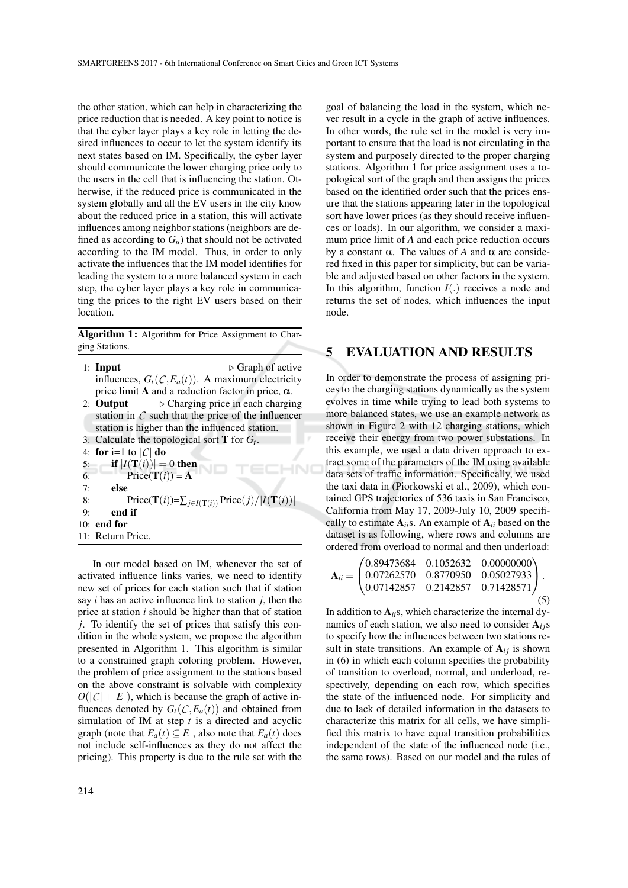the other station, which can help in characterizing the price reduction that is needed. A key point to notice is that the cyber layer plays a key role in letting the desired influences to occur to let the system identify its next states based on IM. Specifically, the cyber layer should communicate the lower charging price only to the users in the cell that is influencing the station. Otherwise, if the reduced price is communicated in the system globally and all the EV users in the city know about the reduced price in a station, this will activate influences among neighbor stations (neighbors are defined as according to $G_u$) that should not be activated according to the IM model. Thus, in order to only activate the influences that the IM model identifies for leading the system to a more balanced system in each step, the cyber layer plays a key role in communicating the prices to the right EV users based on their location.

**Algorithm 1:** Algorithm for Price Assignment to Charging Stations.

```
1: Input                              ▷ Graph of active
   influences, G_t(C, E_a(t)). A maximum electricity
   price limit A and a reduction factor in price, α.
2: Output         ▷ Charging price in each charging
   station in C such that the price of the influencer
   station is higher than the influenced station.
3: Calculate the topological sort T for G_t.
4: for i=1 to |C| do
5:     if |I(T(i))| = 0 then
6:         Price(T(i)) = A
7:     else
8:         Price(T(i))=∑_{j∈I(T(i))} Price(j)/|I(T(i))|
9:     end if
10: end for
11: Return Price.
```

In our model based on IM, whenever the set of activated influence links varies, we need to identify new set of prices for each station such that if station say $i$ has an active influence link to station $j$, then the price at station $i$ should be higher than that of station $j$. To identify the set of prices that satisfy this condition in the whole system, we propose the algorithm presented in Algorithm 1. This algorithm is similar to a constrained graph coloring problem. However, the problem of price assignment to the stations based on the above constraint is solvable with complexity $O(|\mathcal{C}| + |E|)$, which is because the graph of active influences denoted by $G_t(\mathcal{C}, E_a(t))$ and obtained from simulation of IM at step $t$ is a directed and acyclic graph (note that $E_a(t) \subseteq E$ , also note that $E_a(t)$ does not include self-influences as they do not affect the pricing). This property is due to the rule set with the goal of balancing the load in the system, which never result in a cycle in the graph of active influences. In other words, the rule set in the model is very important to ensure that the load is not circulating in the system and purposely directed to the proper charging stations. Algorithm 1 for price assignment uses a topological sort of the graph and then assigns the prices based on the identified order such that the prices ensure that the stations appearing later in the topological sort have lower prices (as they should receive influences or loads). In our algorithm, we consider a maximum price limit of $A$ and each price reduction occurs by a constant $\alpha$. The values of $A$ and $\alpha$ are considered fixed in this paper for simplicity, but can be variable and adjusted based on other factors in the system. In this algorithm, function $I(.)$ receives a node and returns the set of nodes, which influences the input node.

## 5 EVALUATION AND RESULTS

In order to demonstrate the process of assigning prices to the charging stations dynamically as the system evolves in time while trying to lead both systems to more balanced states, we use an example network as shown in Figure 2 with 12 charging stations, which receive their energy from two power substations. In this example, we used a data driven approach to extract some of the parameters of the IM using available data sets of traffic information. Specifically, we used the taxi data in (Piorkowski et al., 2009), which contained GPS trajectories of 536 taxis in San Francisco, California from May 17, 2009-July 10, 2009 specifically to estimate $\mathbf{A}_{ii}$s. An example of $\mathbf{A}_{ii}$ based on the dataset is as following, where rows and columns are ordered from overload to normal and then underload:

$$\mathbf{A}_{ii} = \begin{pmatrix} 0.89473684 & 0.1052632 & 0.00000000 \\ 0.07262570 & 0.8770950 & 0.05027933 \\ 0.07142857 & 0.2142857 & 0.71428571 \end{pmatrix}. \tag{5}$$

In addition to $\mathbf{A}_{ii}$s, which characterize the internal dynamics of each station, we also need to consider $\mathbf{A}_{ij}$s to specify how the influences between two stations result in state transitions. An example of $\mathbf{A}_{ij}$ is shown in (6) in which each column specifies the probability of transition to overload, normal, and underload, respectively, depending on each row, which specifies the state of the influenced node. For simplicity and due to lack of detailed information in the datasets to characterize this matrix for all cells, we have simplified this matrix to have equal transition probabilities independent of the state of the influenced node (i.e., the same rows). Based on our model and the rules of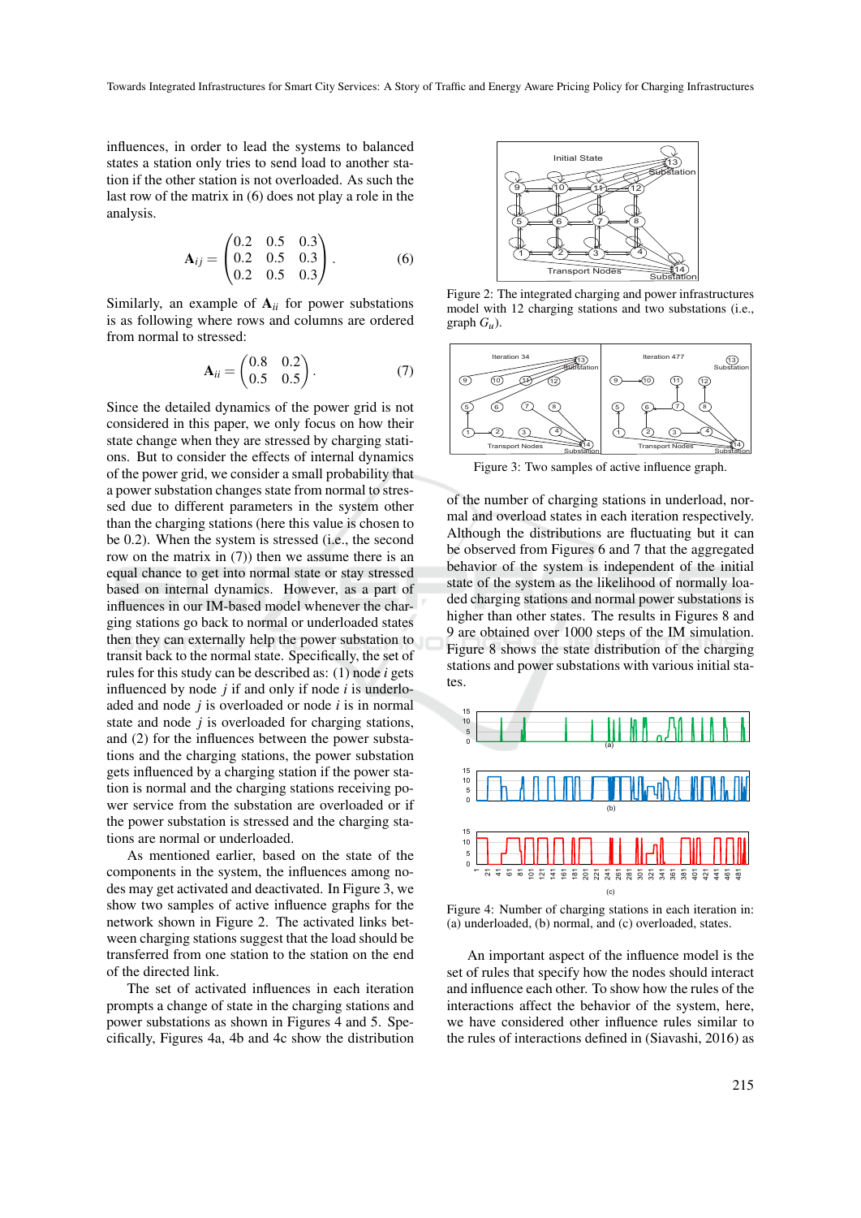influences, in order to lead the systems to balanced states a station only tries to send load to another station if the other station is not overloaded. As such the last row of the matrix in (6) does not play a role in the analysis.

$$\mathbf{A}_{ij} = \begin{pmatrix} 0.2 & 0.5 & 0.3 \\ 0.2 & 0.5 & 0.3 \\ 0.2 & 0.5 & 0.3 \end{pmatrix}. \tag{6}$$

Similarly, an example of $\mathbf{A}_{ii}$ for power substations is as following where rows and columns are ordered from normal to stressed:

$$\mathbf{A}_{ii} = \begin{pmatrix} 0.8 & 0.2 \\ 0.5 & 0.5 \end{pmatrix}. \tag{7}$$

Since the detailed dynamics of the power grid is not considered in this paper, we only focus on how their state change when they are stressed by charging stations. But to consider the effects of internal dynamics of the power grid, we consider a small probability that a power substation changes state from normal to stressed due to different parameters in the system other than the charging stations (here this value is chosen to be 0.2). When the system is stressed (i.e., the second row on the matrix in (7)) then we assume there is an equal chance to get into normal state or stay stressed based on internal dynamics. However, as a part of influences in our IM-based model whenever the charging stations go back to normal or underloaded states then they can externally help the power substation to transit back to the normal state. Specifically, the set of rules for this study can be described as: (1) node $i$ gets influenced by node $j$ if and only if node $i$ is underloaded and node $j$ is overloaded or node $i$ is in normal state and node $j$ is overloaded for charging stations, and (2) for the influences between the power substations and the charging stations, the power substation gets influenced by a charging station if the power station is normal and the charging stations receiving power service from the substation are overloaded or if the power station is stressed and the charging stations are normal or underloaded.

As mentioned earlier, based on the state of the components in the system, the influences among nodes may get activated and deactivated. In Figure 3, we show two samples of active influence graphs for the network shown in Figure 2. The activated links between charging stations suggest that the load should be transferred from one station to the station on the end of the directed link.

The set of activated influences in each iteration prompts a change of state in the charging stations and power substations as shown in Figures 4 and 5. Specifically, Figures 4a, 4b and 4c show the distribution

Figure 2: The integrated charging and power infrastructures model with 12 charging stations and two substations (i.e., graph $G_u$).

Figure 3: Two samples of active influence graph.

of the number of charging stations in underload, normal and overload states in each iteration respectively. Although the distributions are fluctuating but it can be observed from Figures 6 and 7 that the aggregated behavior of the system is independent of the initial state of the system as the likelihood of normally loaded charging stations and normal power substations is higher than other states. The results in Figures 8 and 9 are obtained over 1000 steps of the IM simulation. Figure 8 shows the state distribution of the charging stations and power substations with various initial states.

Figure 4: Number of charging stations in each iteration in: (a) underloaded, (b) normal, and (c) overloaded, states.

An important aspect of the influence model is the set of rules that specify how the nodes should interact and influence each other. To show how the rules of the interactions affect the behavior of the system, here, we have considered other influence rules similar to the rules of interactions defined in (Siavashi, 2016) as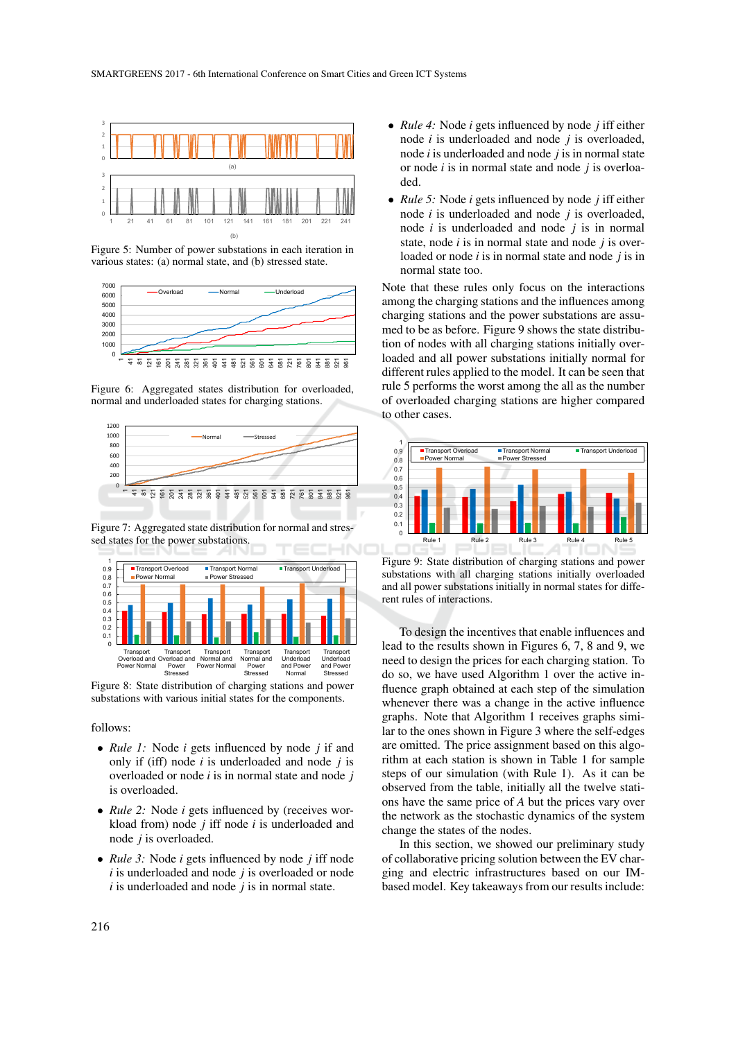Figure 5: Number of power substations in each iteration in various states: (a) normal state, and (b) stressed state.

Figure 6: Aggregated states distribution for overloaded, normal and underloaded states for charging stations.

Figure 7: Aggregated state distribution for normal and stressed states for the power substations.

Figure 8: State distribution of charging stations and power substations with various initial states for the components.

follows:

- *Rule 1:* Node $i$ gets influenced by node $j$ if and only if (iff) node $i$ is underloaded and node $j$ is overloaded or node $i$ is in normal state and node $j$ is overloaded.
- *Rule 2:* Node $i$ gets influenced by (receives workload from) node $j$ iff node $i$ is underloaded and node $j$ is overloaded.
- *Rule 3:* Node $i$ gets influenced by node $j$ iff node $i$ is underloaded and node $j$ is overloaded or node $i$ is underloaded and node $j$ is in normal state.
- *Rule 4:* Node $i$ gets influenced by node $j$ iff either node $i$ is underloaded and node $j$ is overloaded, node $i$ is underloaded and node $j$ is in normal state or node $i$ is in normal state and node $j$ is overloaded.
- *Rule 5:* Node $i$ gets influenced by node $j$ iff either node $i$ is underloaded and node $j$ is overloaded, node $i$ is underloaded and node $j$ is in normal state, node $i$ is in normal state and node $j$ is overloaded or node $i$ is in normal state and node $j$ is in normal state too.

Note that these rules only focus on the interactions among the charging stations and the influences among charging stations and the power substations are assumed to be as before. Figure 9 shows the state distribution of nodes with all charging stations initially overloaded and all power substations initially normal for different rules applied to the model. It can be seen that rule 5 performs the worst among the all as the number of overloaded charging stations are higher compared to other cases.

Figure 9: State distribution of charging stations and power substations with all charging stations initially overloaded and all power substations initially in normal states for different rules of interactions.

To design the incentives that enable influences and lead to the results shown in Figures 6, 7, 8 and 9, we need to design the prices for each charging station. To do so, we have used Algorithm 1 over the active influence graph obtained at each step of the simulation whenever there was a change in the active influence graphs. Note that Algorithm 1 receives graphs similar to the ones shown in Figure 3 where the self-edges are omitted. The price assignment based on this algorithm at each station is shown in Table 1 for sample steps of our simulation (with Rule 1). As it can be observed from the table, initially all the twelve stations have the same price of $A$ but the prices vary over the network as the stochastic dynamics of the system change the states of the nodes.

In this section, we showed our preliminary study of collaborative pricing solution between the EV charging and electric infrastructures based on our IM-based model. Key takeaways from our results include: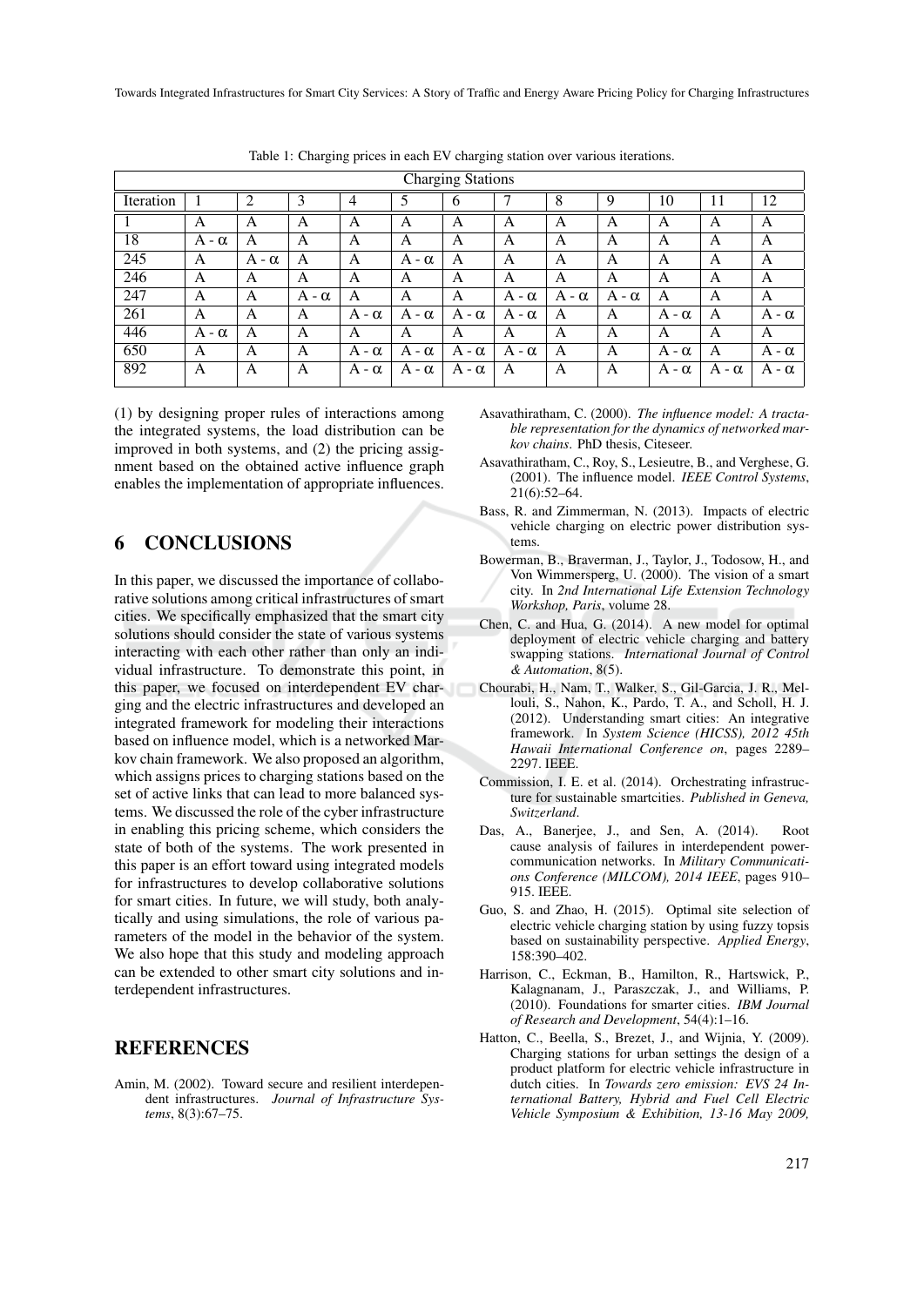Table 1: Charging prices in each EV charging station over various iterations.

| | Charging Stations | | | | | | | | | | | |
|---|---|---|---|---|---|---|---|---|---|---|---|---|
| Iteration | 1 | 2 | 3 | 4 | 5 | 6 | 7 | 8 | 9 | 10 | 11 | 12 |
| 1 | A | A | A | A | A | A | A | A | A | A | A | A |
| 18 | A - $\alpha$ | A | A | A | A | A | A | A | A | A | A | A |
| 245 | A | A - $\alpha$ | A | A | A - $\alpha$ | A | A | A | A | A | A | A |
| 246 | A | A | A | A | A | A | A | A | A | A | A | A |
| 247 | A | A | A - $\alpha$ | A | A | A | A - $\alpha$ | A - $\alpha$ | A - $\alpha$ | A | A | A |
| 261 | A | A | A | A - $\alpha$ | A - $\alpha$ | A - $\alpha$ | A - $\alpha$ | A | A | A - $\alpha$ | A | A - $\alpha$ |
| 446 | A - $\alpha$ | A | A | A | A | A | A | A | A | A | A | A |
| 650 | A | A | A | A - $\alpha$ | A - $\alpha$ | A - $\alpha$ | A - $\alpha$ | A | A | A - $\alpha$ | A | A - $\alpha$ |
| 892 | A | A | A | A - $\alpha$ | A - $\alpha$ | A - $\alpha$ | A | A | A | A - $\alpha$ | A - $\alpha$ | A - $\alpha$ |

(1) by designing proper rules of interactions among the integrated systems, the load distribution can be improved in both systems, and (2) the pricing assignment based on the obtained active influence graph enables the implementation of appropriate influences.

## 6 CONCLUSIONS

In this paper, we discussed the importance of collaborative solutions among critical infrastructures of smart cities. We specifically emphasized that the smart city solutions should consider the state of various systems interacting with each other rather than only an individual infrastructure. To demonstrate this point, in this paper, we focused on interdependent EV charging and the electric infrastructures and developed an integrated framework for modeling their interactions based on influence model, which is a networked Markov chain framework. We also proposed an algorithm, which assigns prices to charging stations based on the set of active links that can lead to more balanced systems. We discussed the role of the cyber infrastructure in enabling this pricing scheme, which considers the state of both of the systems. The work presented in this paper is an effort toward using integrated models for infrastructures to develop collaborative solutions for smart cities. In future, we will study, both analytically and using simulations, the role of various parameters of the model in the behavior of the system. We also hope that this study and modeling approach can be extended to other smart city solutions and interdependent infrastructures.

## REFERENCES

Amin, M. (2002). Toward secure and resilient interdependent infrastructures. *Journal of Infrastructure Systems*, 8(3):67–75.

Asavathiratham, C. (2000). *The influence model: A tractable representation for the dynamics of networked markov chains*. PhD thesis, Citeseer.

Asavathiratham, C., Roy, S., Lesieutre, B., and Verghese, G. (2001). The influence model. *IEEE Control Systems*, 21(6):52–64.

Bass, R. and Zimmerman, N. (2013). Impacts of electric vehicle charging on electric power distribution systems.

Bowerman, B., Braverman, J., Taylor, J., Todosow, H., and Von Wimmersperg, U. (2000). The vision of a smart city. In *2nd International Life Extension Technology Workshop, Paris*, volume 28.

Chen, C. and Hua, G. (2014). A new model for optimal deployment of electric vehicle charging and battery swapping stations. *International Journal of Control & Automation*, 8(5).

Chourabi, H., Nam, T., Walker, S., Gil-Garcia, J. R., Mellouli, S., Nahon, K., Pardo, T. A., and Scholl, H. J. (2012). Understanding smart cities: An integrative framework. In *System Science (HICSS), 2012 45th Hawaii International Conference on*, pages 2289–2297. IEEE.

Commission, I. E. et al. (2014). Orchestrating infrastructure for sustainable smartcities. *Published in Geneva, Switzerland*.

Das, A., Banerjee, J., and Sen, A. (2014). Root cause analysis of failures in interdependent power-communication networks. In *Military Communications Conference (MILCOM), 2014 IEEE*, pages 910–915. IEEE.

Guo, S. and Zhao, H. (2015). Optimal site selection of electric vehicle charging station by using fuzzy topsis based on sustainability perspective. *Applied Energy*, 158:390–402.

Harrison, C., Eckman, B., Hamilton, R., Hartswick, P., Kalagnanam, J., Paraszczak, J., and Williams, P. (2010). Foundations for smarter cities. *IBM Journal of Research and Development*, 54(4):1–16.

Hatton, C., Beella, S., Brezet, J., and Wijnia, Y. (2009). Charging stations for urban settings the design of a product platform for electric vehicle infrastructure in dutch cities. In *Towards zero emission: EVS 24 International Battery, Hybrid and Fuel Cell Electric Vehicle Symposium & Exhibition, 13-16 May 2009,*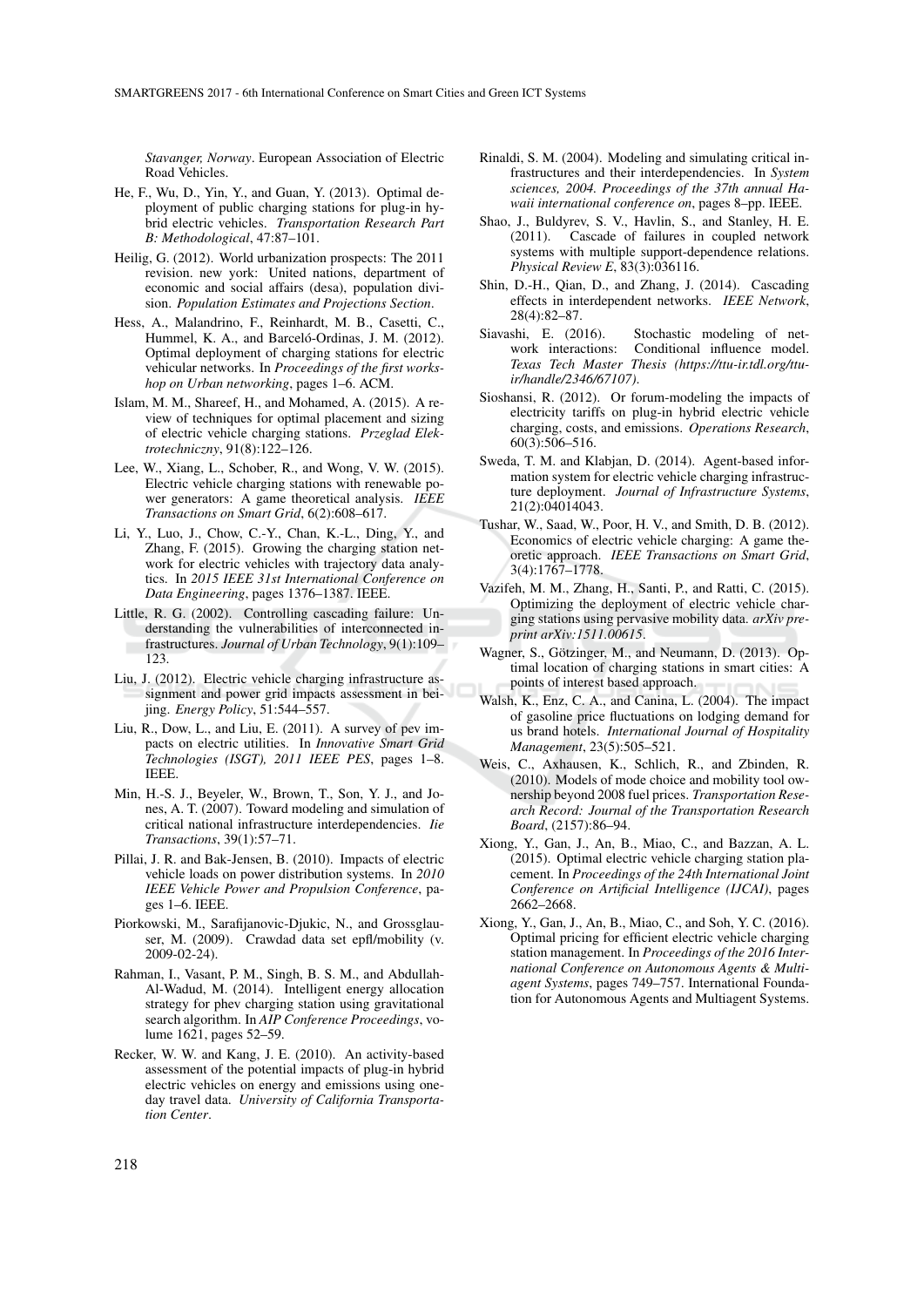*Stavanger, Norway*. European Association of Electric Road Vehicles.

He, F., Wu, D., Yin, Y., and Guan, Y. (2013). Optimal deployment of public charging stations for plug-in hybrid electric vehicles. *Transportation Research Part B: Methodological*, 47:87–101.

Heilig, G. (2012). World urbanization prospects: The 2011 revision. new york: United nations, department of economic and social affairs (desa), population division. *Population Estimates and Projections Section*.

Hess, A., Malandrino, F., Reinhardt, M. B., Casetti, C., Hummel, K. A., and Barceló-Ordinas, J. M. (2012). Optimal deployment of charging stations for electric vehicular networks. In *Proceedings of the first workshop on Urban networking*, pages 1–6. ACM.

Islam, M. M., Shareef, H., and Mohamed, A. (2015). A review of techniques for optimal placement and sizing of electric vehicle charging stations. *Przeglad Elektrotechniczny*, 91(8):122–126.

Lee, W., Xiang, L., Schober, R., and Wong, V. W. (2015). Electric vehicle charging stations with renewable power generators: A game theoretical analysis. *IEEE Transactions on Smart Grid*, 6(2):608–617.

Li, Y., Luo, J., Chow, C.-Y., Chan, K.-L., Ding, Y., and Zhang, F. (2015). Growing the charging station network for electric vehicles with trajectory data analytics. In *2015 IEEE 31st International Conference on Data Engineering*, pages 1376–1387. IEEE.

Little, R. G. (2002). Controlling cascading failure: Understanding the vulnerabilities of interconnected infrastructures. *Journal of Urban Technology*, 9(1):109–123.

Liu, J. (2012). Electric vehicle charging infrastructure assignment and power grid impacts assessment in beijing. *Energy Policy*, 51:544–557.

Liu, R., Dow, L., and Liu, E. (2011). A survey of pev impacts on electric utilities. In *Innovative Smart Grid Technologies (ISGT), 2011 IEEE PES*, pages 1–8. IEEE.

Min, H.-S. J., Beyeler, W., Brown, T., Son, Y. J., and Jones, A. T. (2007). Toward modeling and simulation of critical national infrastructure interdependencies. *Iie Transactions*, 39(1):57–71.

Pillai, J. R. and Bak-Jensen, B. (2010). Impacts of electric vehicle loads on power distribution systems. In *2010 IEEE Vehicle Power and Propulsion Conference*, pages 1–6. IEEE.

Piorkowski, M., Sarafijanovic-Djukic, N., and Grossglauser, M. (2009). Crawdad data set epfl/mobility (v. 2009-02-24).

Rahman, I., Vasant, P. M., Singh, B. S. M., and Abdullah-Al-Wadud, M. (2014). Intelligent energy allocation strategy for phev charging station using gravitational search algorithm. In *AIP Conference Proceedings*, volume 1621, pages 52–59.

Recker, W. W. and Kang, J. E. (2010). An activity-based assessment of the potential impacts of plug-in hybrid electric vehicles on energy and emissions using one-day travel data. *University of California Transportation Center*.

Rinaldi, S. M. (2004). Modeling and simulating critical infrastructures and their interdependencies. In *System sciences, 2004. Proceedings of the 37th annual Hawaii international conference on*, pages 8–pp. IEEE.

Shao, J., Buldyrev, S. V., Havlin, S., and Stanley, H. E. (2011). Cascade of failures in coupled network systems with multiple support-dependence relations. *Physical Review E*, 83(3):036116.

Shin, D.-H., Qian, D., and Zhang, J. (2014). Cascading effects in interdependent networks. *IEEE Network*, 28(4):82–87.

Siavashi, E. (2016). Stochastic modeling of network interactions: Conditional influence model. *Texas Tech Master Thesis (https://ttu-ir.tdl.org/ttu-ir/handle/2346/67107)*.

Sioshansi, R. (2012). Or forum-modeling the impacts of electricity tariffs on plug-in hybrid electric vehicle charging, costs, and emissions. *Operations Research*, 60(3):506–516.

Sweda, T. M. and Klabjan, D. (2014). Agent-based information system for electric vehicle charging infrastructure deployment. *Journal of Infrastructure Systems*, 21(2):04014043.

Tushar, W., Saad, W., Poor, H. V., and Smith, D. B. (2012). Economics of electric vehicle charging: A game theoretic approach. *IEEE Transactions on Smart Grid*, 3(4):1767–1778.

Vazifeh, M. M., Zhang, H., Santi, P., and Ratti, C. (2015). Optimizing the deployment of electric vehicle charging stations using pervasive mobility data. *arXiv preprint arXiv:1511.00615*.

Wagner, S., Götzinger, M., and Neumann, D. (2013). Optimal location of charging stations in smart cities: A points of interest based approach.

Walsh, K., Enz, C. A., and Canina, L. (2004). The impact of gasoline price fluctuations on lodging demand for us brand hotels. *International Journal of Hospitality Management*, 23(5):505–521.

Weis, C., Axhausen, K., Schlich, R., and Zbinden, R. (2010). Models of mode choice and mobility tool ownership beyond 2008 fuel prices. *Transportation Research Record: Journal of the Transportation Research Board*, (2157):86–94.

Xiong, Y., Gan, J., An, B., Miao, C., and Bazzan, A. L. (2015). Optimal electric vehicle charging station placement. In *Proceedings of the 24th International Joint Conference on Artificial Intelligence (IJCAI)*, pages 2662–2668.

Xiong, Y., Gan, J., An, B., Miao, C., and Soh, Y. C. (2016). Optimal pricing for efficient electric vehicle charging station management. In *Proceedings of the 2016 International Conference on Autonomous Agents & Multiagent Systems*, pages 749–757. International Foundation for Autonomous Agents and Multiagent Systems.